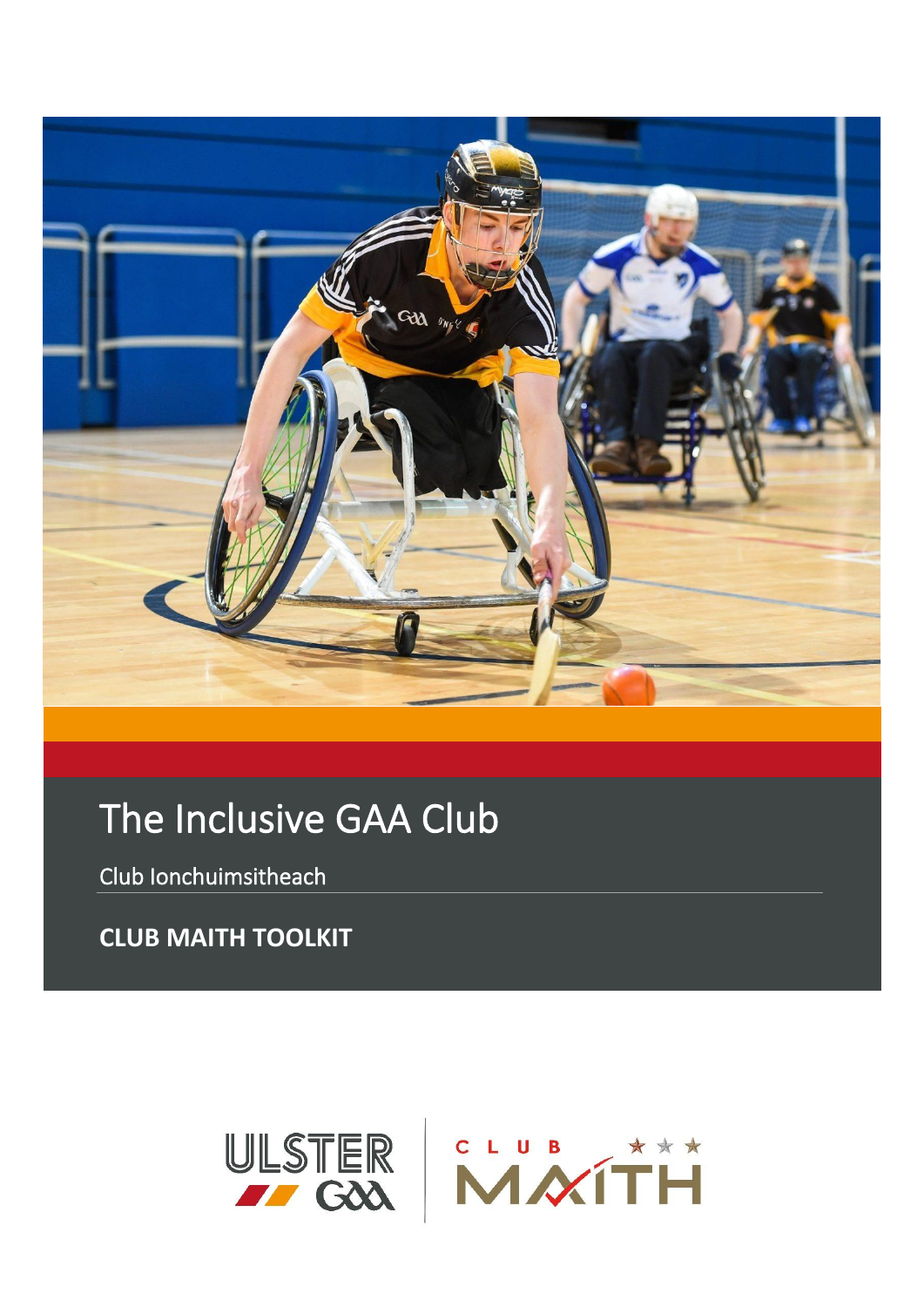# The Inclusive GAA Club

Club Ionchuimsitheach

**CLUB MAITH TOOLKIT**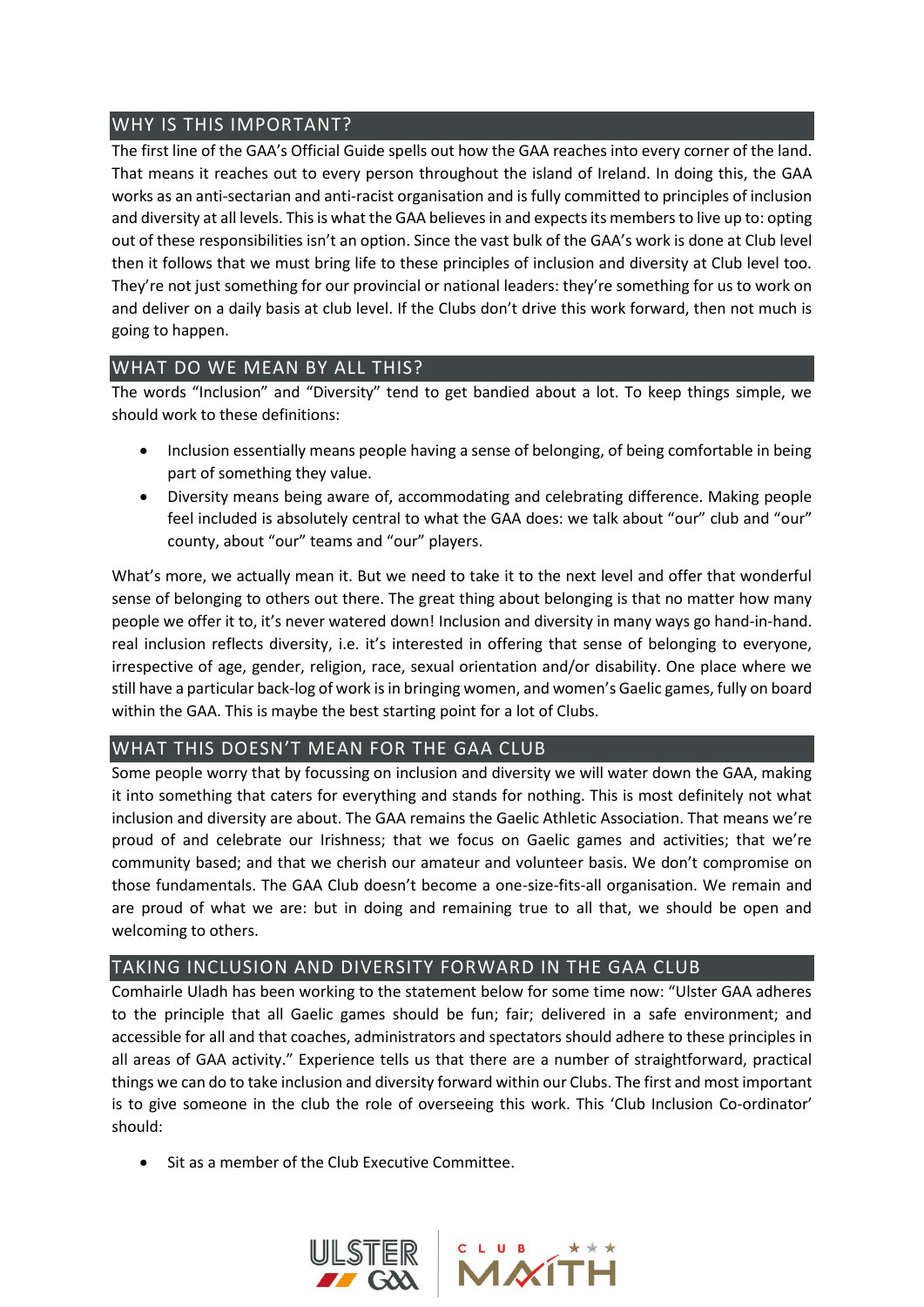## WHY IS THIS IMPORTANT?

The first line of the GAA's Official Guide spells out how the GAA reaches into every corner of the land. That means it reaches out to every person throughout the island of Ireland. In doing this, the GAA works as an anti-sectarian and anti-racist organisation and is fully committed to principles of inclusion and diversity at all levels. This is what the GAA believes in and expects its members to live up to: opting out of these responsibilities isn't an option. Since the vast bulk of the GAA's work is done at Club level then it follows that we must bring life to these principles of inclusion and diversity at Club level too. They're not just something for our provincial or national leaders: they're something for us to work on and deliver on a daily basis at club level. If the Clubs don't drive this work forward, then not much is going to happen.

## WHAT DO WE MEAN BY ALL THIS?

The words "Inclusion" and "Diversity" tend to get bandied about a lot. To keep things simple, we should work to these definitions:

- Inclusion essentially means people having a sense of belonging, of being comfortable in being part of something they value.
- Diversity means being aware of, accommodating and celebrating difference. Making people feel included is absolutely central to what the GAA does: we talk about "our" club and "our" county, about "our" teams and "our" players.

What's more, we actually mean it. But we need to take it to the next level and offer that wonderful sense of belonging to others out there. The great thing about belonging is that no matter how many people we offer it to, it's never watered down! Inclusion and diversity in many ways go hand-in-hand. real inclusion reflects diversity, i.e. it's interested in offering that sense of belonging to everyone, irrespective of age, gender, religion, race, sexual orientation and/or disability. One place where we still have a particular back-log of work is in bringing women, and women's Gaelic games, fully on board within the GAA. This is maybe the best starting point for a lot of Clubs.

## WHAT THIS DOESN'T MEAN FOR THE GAA CLUB

Some people worry that by focussing on inclusion and diversity we will water down the GAA, making it into something that caters for everything and stands for nothing. This is most definitely not what inclusion and diversity are about. The GAA remains the Gaelic Athletic Association. That means we're proud of and celebrate our Irishness; that we focus on Gaelic games and activities; that we're community based; and that we cherish our amateur and volunteer basis. We don't compromise on those fundamentals. The GAA Club doesn't become a one-size-fits-all organisation. We remain and are proud of what we are: but in doing and remaining true to all that, we should be open and welcoming to others.

## TAKING INCLUSION AND DIVERSITY FORWARD IN THE GAA CLUB

Comhairle Uladh has been working to the statement below for some time now: "Ulster GAA adheres to the principle that all Gaelic games should be fun; fair; delivered in a safe environment; and accessible for all and that coaches, administrators and spectators should adhere to these principles in all areas of GAA activity." Experience tells us that there are a number of straightforward, practical things we can do to take inclusion and diversity forward within our Clubs. The first and most important is to give someone in the club the role of overseeing this work. This 'Club Inclusion Co-ordinator' should:

- Sit as a member of the Club Executive Committee.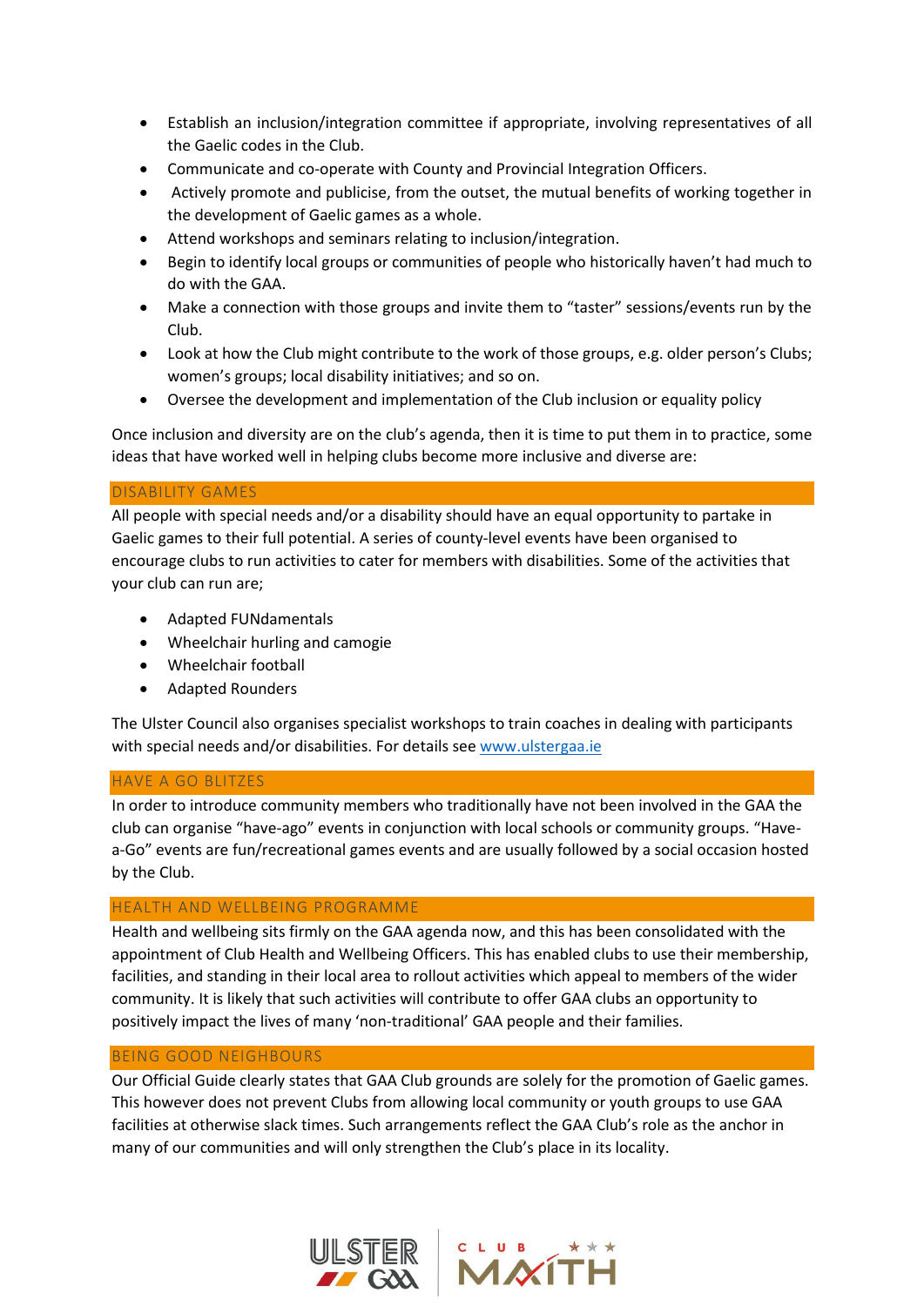- Establish an inclusion/integration committee if appropriate, involving representatives of all the Gaelic codes in the Club.
- Communicate and co-operate with County and Provincial Integration Officers.
- Actively promote and publicise, from the outset, the mutual benefits of working together in the development of Gaelic games as a whole.
- Attend workshops and seminars relating to inclusion/integration.
- Begin to identify local groups or communities of people who historically haven't had much to do with the GAA.
- Make a connection with those groups and invite them to "taster" sessions/events run by the Club.
- Look at how the Club might contribute to the work of those groups, e.g. older person's Clubs; women's groups; local disability initiatives; and so on.
- Oversee the development and implementation of the Club inclusion or equality policy

Once inclusion and diversity are on the club's agenda, then it is time to put them in to practice, some ideas that have worked well in helping clubs become more inclusive and diverse are:

## DISABILITY GAMES

All people with special needs and/or a disability should have an equal opportunity to partake in Gaelic games to their full potential. A series of county-level events have been organised to encourage clubs to run activities to cater for members with disabilities. Some of the activities that your club can run are;

- Adapted FUNdamentals
- Wheelchair hurling and camogie
- Wheelchair football
- Adapted Rounders

The Ulster Council also organises specialist workshops to train coaches in dealing with participants with special needs and/or disabilities. For details see www.ulstergaa.ie

## HAVE A GO BLITZES

In order to introduce community members who traditionally have not been involved in the GAA the club can organise "have-ago" events in conjunction with local schools or community groups. "Have-a-Go" events are fun/recreational games events and are usually followed by a social occasion hosted by the Club.

## HEALTH AND WELLBEING PROGRAMME

Health and wellbeing sits firmly on the GAA agenda now, and this has been consolidated with the appointment of Club Health and Wellbeing Officers. This has enabled clubs to use their membership, facilities, and standing in their local area to rollout activities which appeal to members of the wider community. It is likely that such activities will contribute to offer GAA clubs an opportunity to positively impact the lives of many 'non-traditional' GAA people and their families.

## BEING GOOD NEIGHBOURS

Our Official Guide clearly states that GAA Club grounds are solely for the promotion of Gaelic games. This however does not prevent Clubs from allowing local community or youth groups to use GAA facilities at otherwise slack times. Such arrangements reflect the GAA Club's role as the anchor in many of our communities and will only strengthen the Club's place in its locality.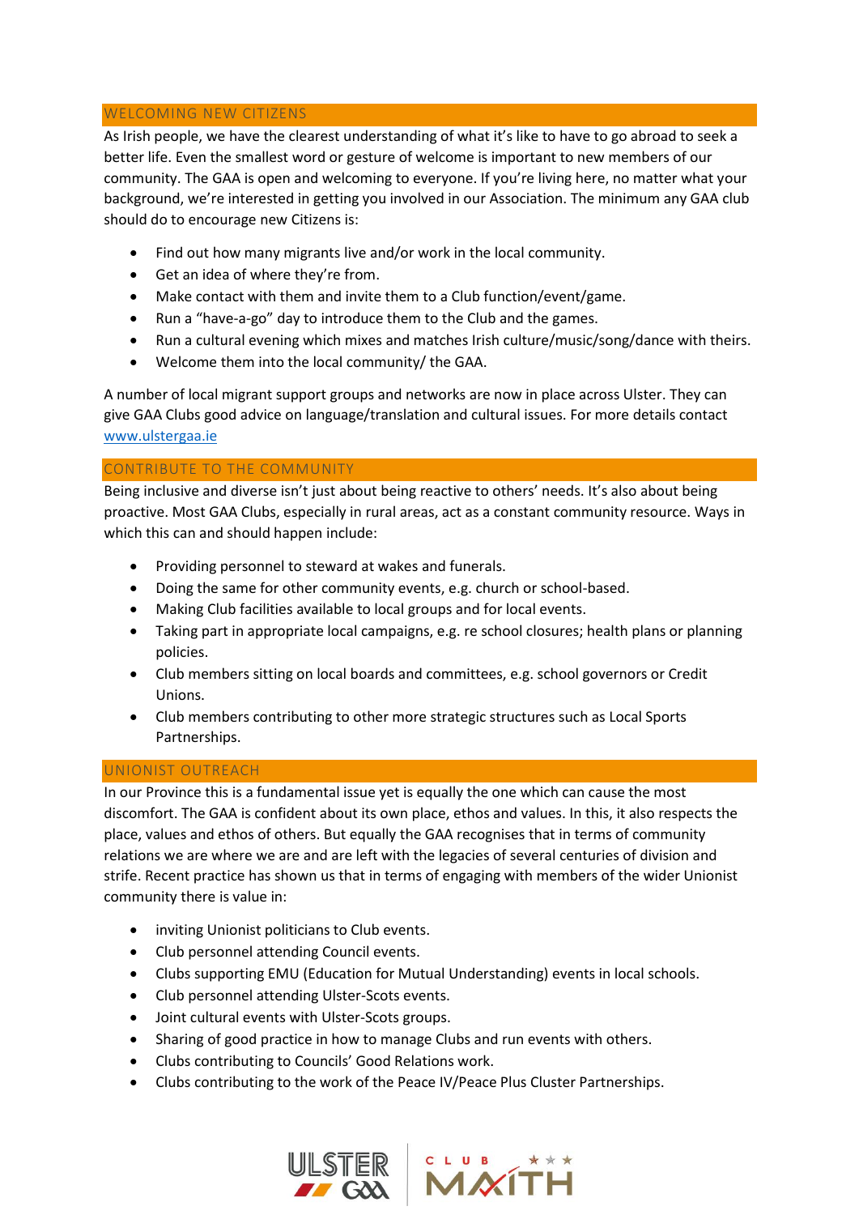## WELCOMING NEW CITIZENS

As Irish people, we have the clearest understanding of what it's like to have to go abroad to seek a better life. Even the smallest word or gesture of welcome is important to new members of our community. The GAA is open and welcoming to everyone. If you're living here, no matter what your background, we're interested in getting you involved in our Association. The minimum any GAA club should do to encourage new Citizens is:

- Find out how many migrants live and/or work in the local community.
- Get an idea of where they're from.
- Make contact with them and invite them to a Club function/event/game.
- Run a "have-a-go" day to introduce them to the Club and the games.
- Run a cultural evening which mixes and matches Irish culture/music/song/dance with theirs.
- Welcome them into the local community/ the GAA.

A number of local migrant support groups and networks are now in place across Ulster. They can give GAA Clubs good advice on language/translation and cultural issues. For more details contact www.ulstergaa.ie

## CONTRIBUTE TO THE COMMUNITY

Being inclusive and diverse isn't just about being reactive to others' needs. It's also about being proactive. Most GAA Clubs, especially in rural areas, act as a constant community resource. Ways in which this can and should happen include:

- Providing personnel to steward at wakes and funerals.
- Doing the same for other community events, e.g. church or school-based.
- Making Club facilities available to local groups and for local events.
- Taking part in appropriate local campaigns, e.g. re school closures; health plans or planning policies.
- Club members sitting on local boards and committees, e.g. school governors or Credit Unions.
- Club members contributing to other more strategic structures such as Local Sports Partnerships.

## UNIONIST OUTREACH

In our Province this is a fundamental issue yet is equally the one which can cause the most discomfort. The GAA is confident about its own place, ethos and values. In this, it also respects the place, values and ethos of others. But equally the GAA recognises that in terms of community relations we are where we are and are left with the legacies of several centuries of division and strife. Recent practice has shown us that in terms of engaging with members of the wider Unionist community there is value in:

- inviting Unionist politicians to Club events.
- Club personnel attending Council events.
- Clubs supporting EMU (Education for Mutual Understanding) events in local schools.
- Club personnel attending Ulster-Scots events.
- Joint cultural events with Ulster-Scots groups.
- Sharing of good practice in how to manage Clubs and run events with others.
- Clubs contributing to Councils' Good Relations work.
- Clubs contributing to the work of the Peace IV/Peace Plus Cluster Partnerships.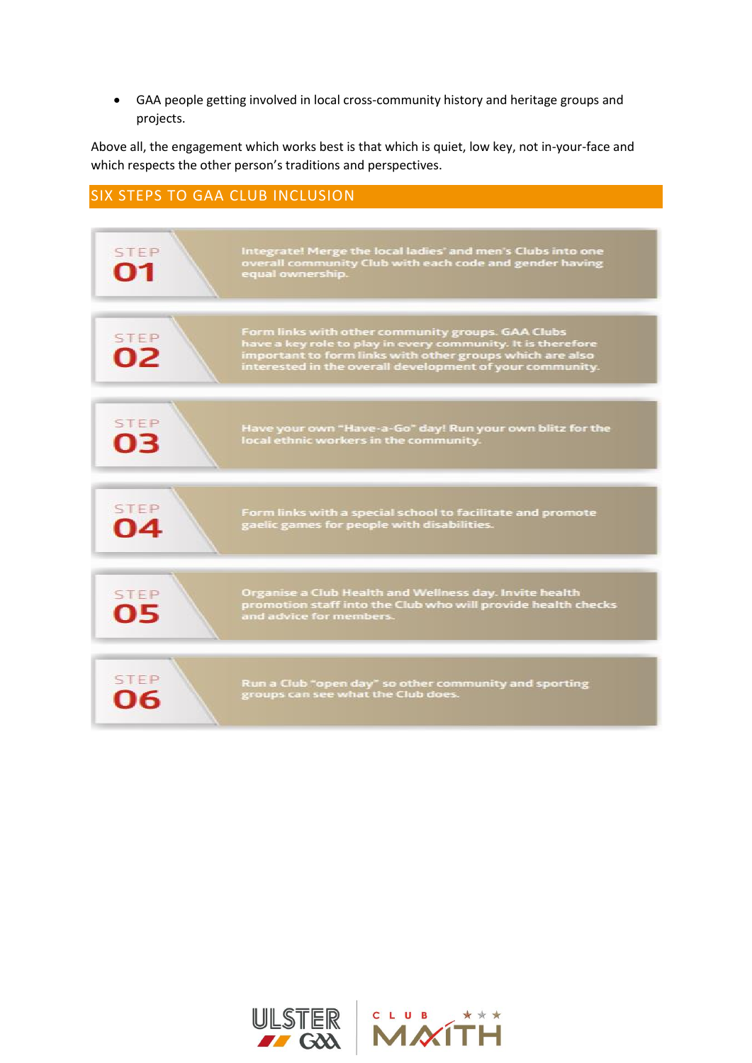- GAA people getting involved in local cross-community history and heritage groups and projects.

Above all, the engagement which works best is that which is quiet, low key, not in-your-face and which respects the other person's traditions and perspectives.

## SIX STEPS TO GAA CLUB INCLUSION

**STEP 01**

Integrate! Merge the local ladies' and men's Clubs into one overall community Club with each code and gender having equal ownership.

**STEP 02**

Form links with other community groups. GAA Clubs have a key role to play in every community. It is therefore important to form links with other groups which are also interested in the overall development of your community.

**STEP 03**

Have your own "Have-a-Go" day! Run your own blitz for the local ethnic workers in the community.

**STEP 04**

Form links with a special school to facilitate and promote gaelic games for people with disabilities.

**STEP 05**

Organise a Club Health and Wellness day. Invite health promotion staff into the Club who will provide health checks and advice for members.

**STEP 06**

Run a Club "open day" so other community and sporting groups can see what the Club does.